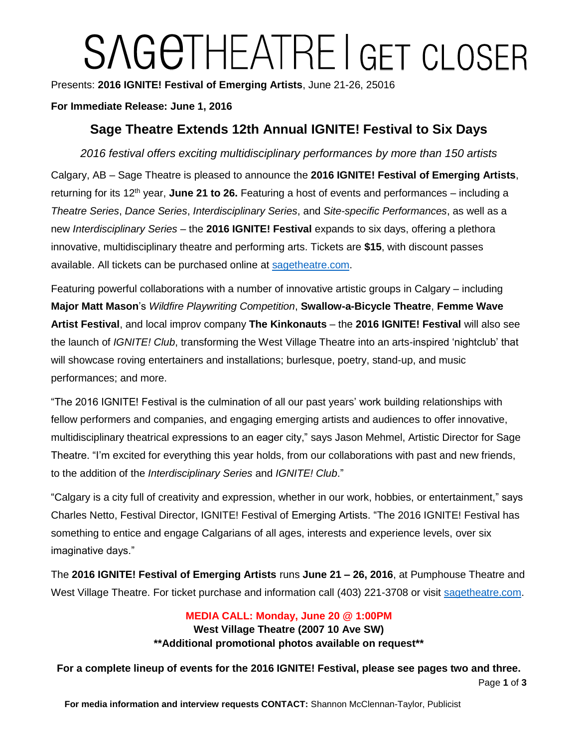# SAGETHEATRE | GET CLOSER

Presents: **2016 IGNITE! Festival of Emerging Artists**, June 21-26, 25016

**For Immediate Release: June 1, 2016**

## Sage Theatre Extends 12th Annual IGNITE! Festival to Six Days

*2016 festival offers exciting multidisciplinary performances by more than 150 artists*

Calgary, AB – Sage Theatre is pleased to announce the **2016 IGNITE! Festival of Emerging Artists**, returning for its 12th year, **June 21 to 26.** Featuring a host of events and performances – including a *Theatre Series*, *Dance Series*, *Interdisciplinary Series*, and *Site-specific Performances*, as well as a new *Interdisciplinary Series* – the **2016 IGNITE! Festival** expands to six days, offering a plethora innovative, multidisciplinary theatre and performing arts. Tickets are **$15**, with discount passes available. All tickets can be purchased online at sagetheatre.com.

Featuring powerful collaborations with a number of innovative artistic groups in Calgary – including **Major Matt Mason**'s *Wildfire Playwriting Competition*, **Swallow-a-Bicycle Theatre**, **Femme Wave Artist Festival**, and local improv company **The Kinkonauts** – the **2016 IGNITE! Festival** will also see the launch of *IGNITE! Club*, transforming the West Village Theatre into an arts-inspired 'nightclub' that will showcase roving entertainers and installations; burlesque, poetry, stand-up, and music performances; and more.

"The 2016 IGNITE! Festival is the culmination of all our past years' work building relationships with fellow performers and companies, and engaging emerging artists and audiences to offer innovative, multidisciplinary theatrical expressions to an eager city," says Jason Mehmel, Artistic Director for Sage Theatre. "I'm excited for everything this year holds, from our collaborations with past and new friends, to the addition of the *Interdisciplinary Series* and *IGNITE! Club*."

"Calgary is a city full of creativity and expression, whether in our work, hobbies, or entertainment," says Charles Netto, Festival Director, IGNITE! Festival of Emerging Artists. "The 2016 IGNITE! Festival has something to entice and engage Calgarians of all ages, interests and experience levels, over six imaginative days."

The **2016 IGNITE! Festival of Emerging Artists** runs **June 21 – 26, 2016**, at Pumphouse Theatre and West Village Theatre. For ticket purchase and information call (403) 221-3708 or visit sagetheatre.com.

**MEDIA CALL: Monday, June 20 @ 1:00PM**
**West Village Theatre (2007 10 Ave SW)**
****Additional promotional photos available on request****

**For a complete lineup of events for the 2016 IGNITE! Festival, please see pages two and three.**

**For media information and interview requests CONTACT:** Shannon McClennan-Taylor, Publicist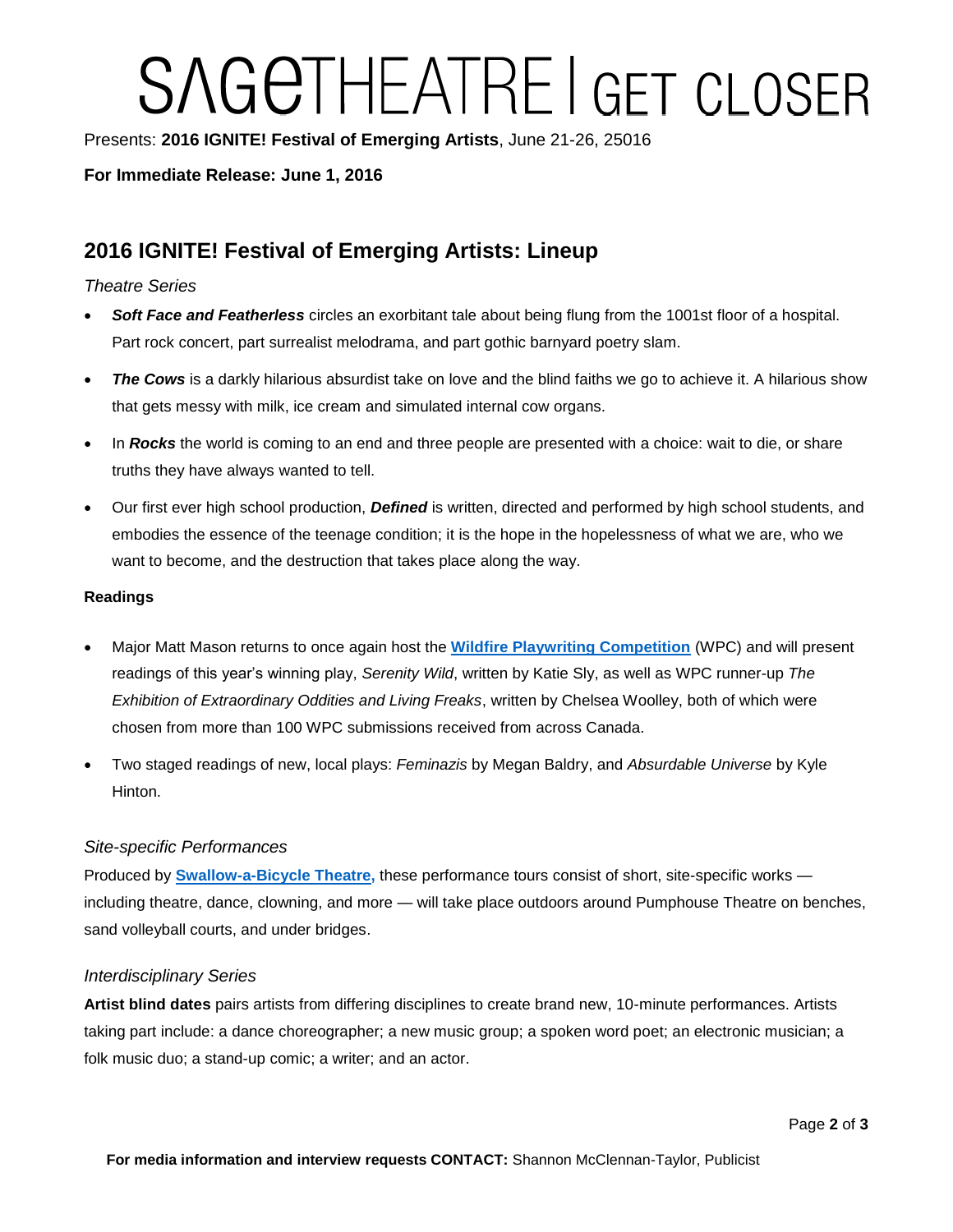SAGETHEATRE | GET CLOSER

Presents: **2016 IGNITE! Festival of Emerging Artists**, June 21-26, 25016

**For Immediate Release: June 1, 2016**

## 2016 IGNITE! Festival of Emerging Artists: Lineup

*Theatre Series*

- ***Soft Face and Featherless*** circles an exorbitant tale about being flung from the 1001st floor of a hospital. Part rock concert, part surrealist melodrama, and part gothic barnyard poetry slam.
- ***The Cows*** is a darkly hilarious absurdist take on love and the blind faiths we go to achieve it. A hilarious show that gets messy with milk, ice cream and simulated internal cow organs.
- In ***Rocks*** the world is coming to an end and three people are presented with a choice: wait to die, or share truths they have always wanted to tell.
- Our first ever high school production, ***Defined*** is written, directed and performed by high school students, and embodies the essence of the teenage condition; it is the hope in the hopelessness of what we are, who we want to become, and the destruction that takes place along the way.

**Readings**

- Major Matt Mason returns to once again host the **Wildfire Playwriting Competition** (WPC) and will present readings of this year's winning play, *Serenity Wild*, written by Katie Sly, as well as WPC runner-up *The Exhibition of Extraordinary Oddities and Living Freaks*, written by Chelsea Woolley, both of which were chosen from more than 100 WPC submissions received from across Canada.
- Two staged readings of new, local plays: *Feminazis* by Megan Baldry, and *Absurdable Universe* by Kyle Hinton.

*Site-specific Performances*

Produced by **Swallow-a-Bicycle Theatre,** these performance tours consist of short, site-specific works — including theatre, dance, clowning, and more — will take place outdoors around Pumphouse Theatre on benches, sand volleyball courts, and under bridges.

*Interdisciplinary Series*

**Artist blind dates** pairs artists from differing disciplines to create brand new, 10-minute performances. Artists taking part include: a dance choreographer; a new music group; a spoken word poet; an electronic musician; a folk music duo; a stand-up comic; a writer; and an actor.

**For media information and interview requests CONTACT:** Shannon McClennan-Taylor, Publicist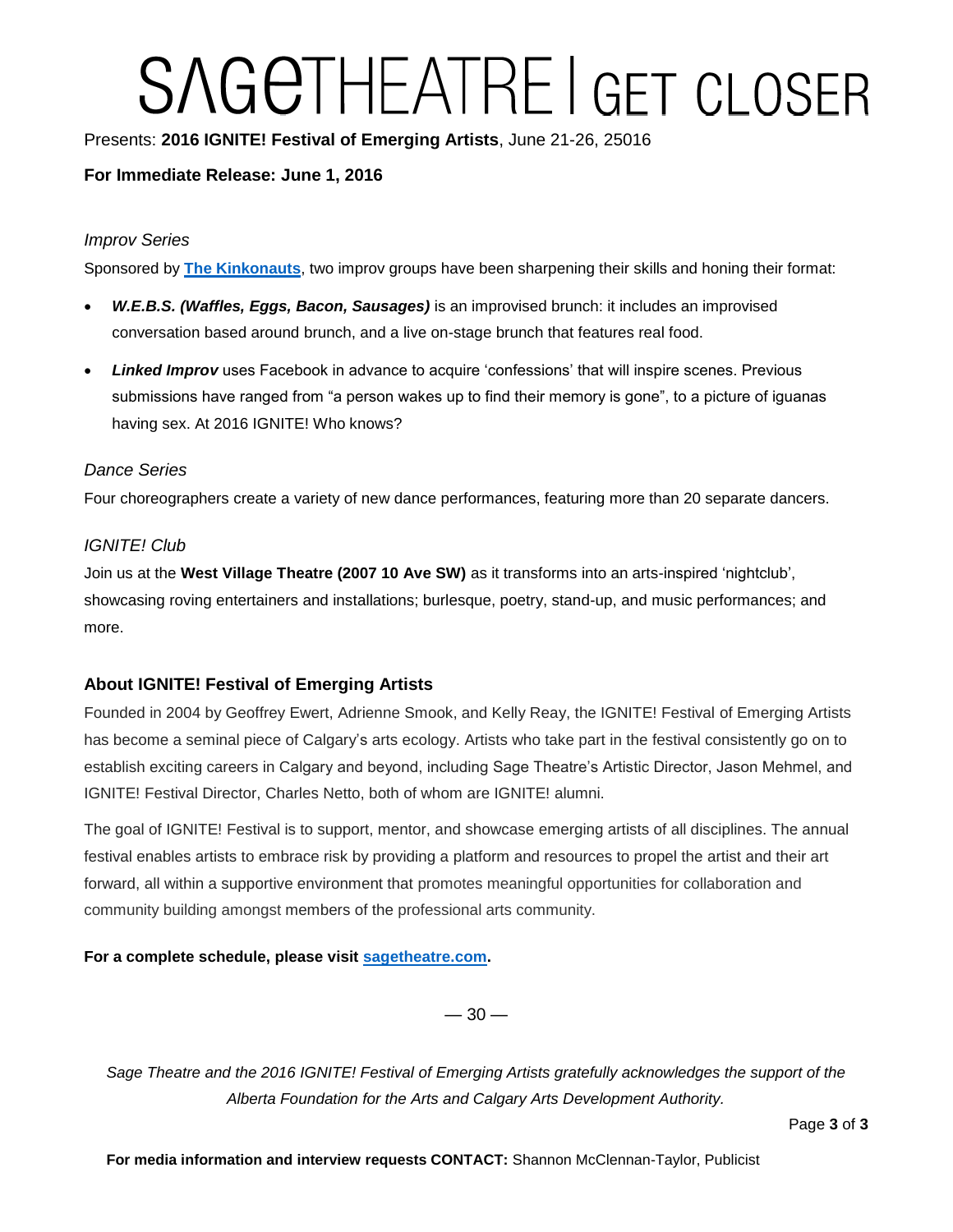# SAGETHEATRE | GET CLOSER

Presents: **2016 IGNITE! Festival of Emerging Artists**, June 21-26, 25016

**For Immediate Release: June 1, 2016**

*Improv Series*

Sponsored by **[The Kinkonauts]**, two improv groups have been sharpening their skills and honing their format:

- ***W.E.B.S. (Waffles, Eggs, Bacon, Sausages)*** is an improvised brunch: it includes an improvised conversation based around brunch, and a live on-stage brunch that features real food.
- ***Linked Improv*** uses Facebook in advance to acquire 'confessions' that will inspire scenes. Previous submissions have ranged from "a person wakes up to find their memory is gone", to a picture of iguanas having sex. At 2016 IGNITE! Who knows?

*Dance Series*

Four choreographers create a variety of new dance performances, featuring more than 20 separate dancers.

*IGNITE! Club*

Join us at the **West Village Theatre (2007 10 Ave SW)** as it transforms into an arts-inspired 'nightclub', showcasing roving entertainers and installations; burlesque, poetry, stand-up, and music performances; and more.

## About IGNITE! Festival of Emerging Artists

Founded in 2004 by Geoffrey Ewert, Adrienne Smook, and Kelly Reay, the IGNITE! Festival of Emerging Artists has become a seminal piece of Calgary's arts ecology. Artists who take part in the festival consistently go on to establish exciting careers in Calgary and beyond, including Sage Theatre's Artistic Director, Jason Mehmel, and IGNITE! Festival Director, Charles Netto, both of whom are IGNITE! alumni.

The goal of IGNITE! Festival is to support, mentor, and showcase emerging artists of all disciplines. The annual festival enables artists to embrace risk by providing a platform and resources to propel the artist and their art forward, all within a supportive environment that promotes meaningful opportunities for collaboration and community building amongst members of the professional arts community.

**For a complete schedule, please visit sagetheatre.com.**

— 30 —

*Sage Theatre and the 2016 IGNITE! Festival of Emerging Artists gratefully acknowledges the support of the Alberta Foundation for the Arts and Calgary Arts Development Authority.*

**For media information and interview requests CONTACT:** Shannon McClennan-Taylor, Publicist